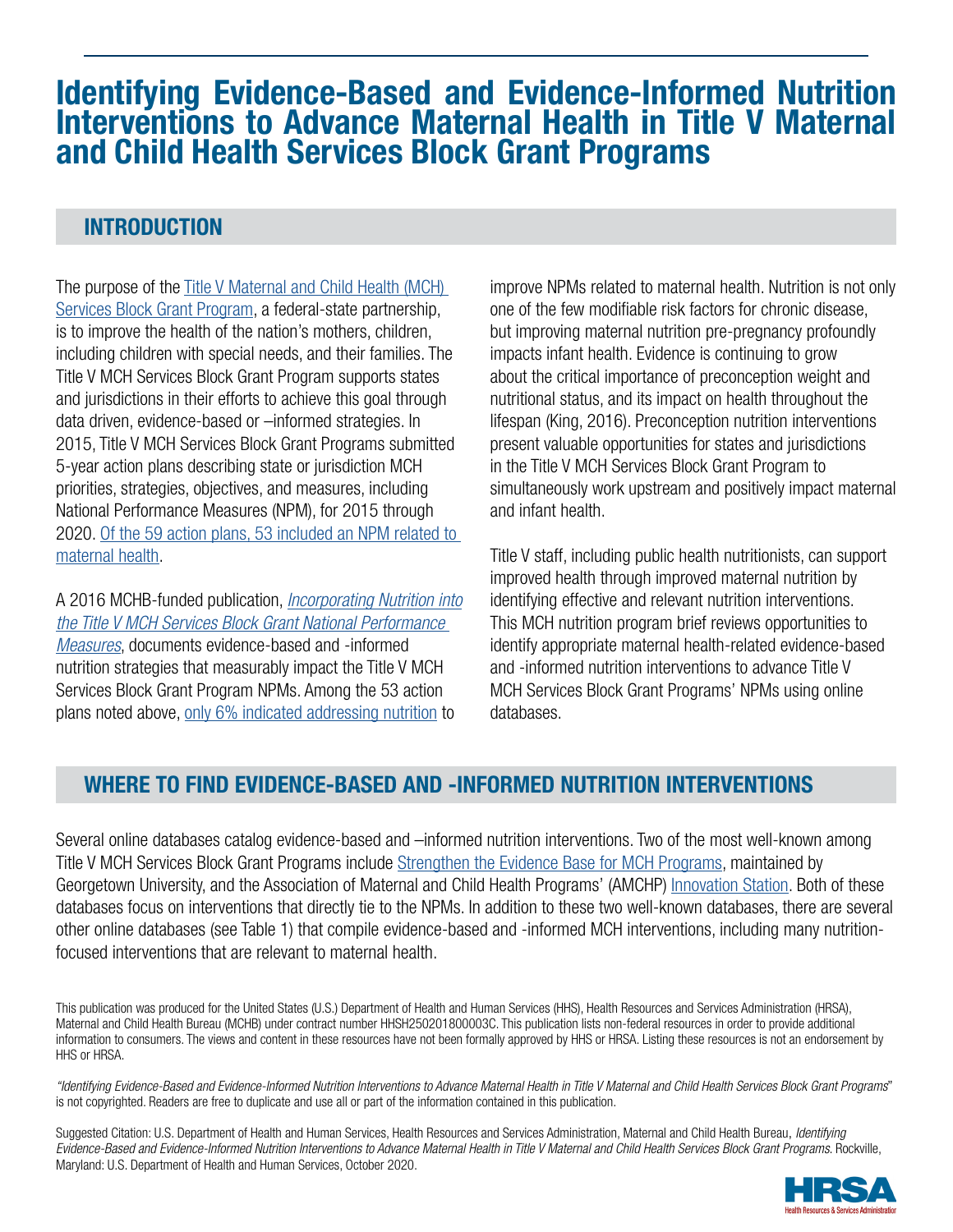# Identifying Evidence-Based and Evidence-Informed Nutrition Interventions to Advance Maternal Health in Title V Maternal and Child Health Services Block Grant Programs

## INTRODUCTION

The purpose of the Title V Maternal and Child Health (MCH) Services Block Grant Program, a federal-state partnership, is to improve the health of the nation's mothers, children, including children with special needs, and their families. The Title V MCH Services Block Grant Program supports states and jurisdictions in their efforts to achieve this goal through data driven, evidence-based or –informed strategies. In 2015, Title V MCH Services Block Grant Programs submitted 5-year action plans describing state or jurisdiction MCH priorities, strategies, objectives, and measures, including National Performance Measures (NPM), for 2015 through 2020. Of the 59 action plans, 53 included an NPM related to maternal health.

A 2016 MCHB-funded publication, *Incorporating Nutrition into the Title V MCH Services Block Grant National Performance Measures*, documents evidence-based and -informed nutrition strategies that measurably impact the Title V MCH Services Block Grant Program NPMs. Among the 53 action plans noted above, only 6% indicated addressing nutrition to improve NPMs related to maternal health. Nutrition is not only one of the few modifiable risk factors for chronic disease, but improving maternal nutrition pre-pregnancy profoundly impacts infant health. Evidence is continuing to grow about the critical importance of preconception weight and nutritional status, and its impact on health throughout the lifespan (King, 2016). Preconception nutrition interventions present valuable opportunities for states and jurisdictions in the Title V MCH Services Block Grant Program to simultaneously work upstream and positively impact maternal and infant health.

Title V staff, including public health nutritionists, can support improved health through improved maternal nutrition by identifying effective and relevant nutrition interventions. This MCH nutrition program brief reviews opportunities to identify appropriate maternal health-related evidence-based and -informed nutrition interventions to advance Title V MCH Services Block Grant Programs' NPMs using online databases.

## WHERE TO FIND EVIDENCE-BASED AND -INFORMED NUTRITION INTERVENTIONS

Several online databases catalog evidence-based and –informed nutrition interventions. Two of the most well-known among Title V MCH Services Block Grant Programs include Strengthen the Evidence Base for MCH Programs, maintained by Georgetown University, and the Association of Maternal and Child Health Programs' (AMCHP) Innovation Station. Both of these databases focus on interventions that directly tie to the NPMs. In addition to these two well-known databases, there are several other online databases (see Table 1) that compile evidence-based and -informed MCH interventions, including many nutrition-focused interventions that are relevant to maternal health.

This publication was produced for the United States (U.S.) Department of Health and Human Services (HHS), Health Resources and Services Administration (HRSA), Maternal and Child Health Bureau (MCHB) under contract number HHSH250201800003C. This publication lists non-federal resources in order to provide additional information to consumers. The views and content in these resources have not been formally approved by HHS or HRSA. Listing these resources is not an endorsement by HHS or HRSA.

"*Identifying Evidence-Based and Evidence-Informed Nutrition Interventions to Advance Maternal Health in Title V Maternal and Child Health Services Block Grant Programs*" is not copyrighted. Readers are free to duplicate and use all or part of the information contained in this publication.

Suggested Citation: U.S. Department of Health and Human Services, Health Resources and Services Administration, Maternal and Child Health Bureau, *Identifying Evidence-Based and Evidence-Informed Nutrition Interventions to Advance Maternal Health in Title V Maternal and Child Health Services Block Grant Programs*. Rockville, Maryland: U.S. Department of Health and Human Services, October 2020.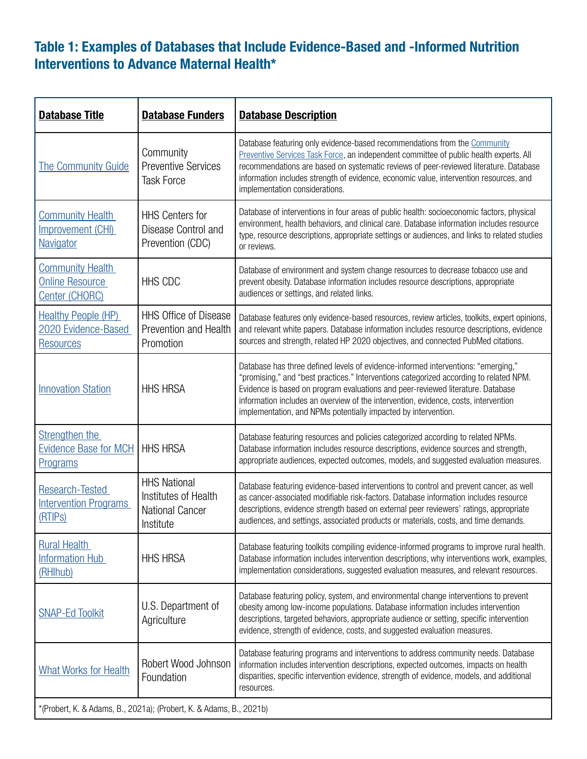## Table 1: Examples of Databases that Include Evidence-Based and -Informed Nutrition Interventions to Advance Maternal Health*

| Database Title | Database Funders | Database Description |
|---|---|---|
| The Community Guide | Community Preventive Services Task Force | Database featuring only evidence-based recommendations from the Community Preventive Services Task Force, an independent committee of public health experts. All recommendations are based on systematic reviews of peer-reviewed literature. Database information includes strength of evidence, economic value, intervention resources, and implementation considerations. |
| Community Health Improvement (CHI) Navigator | HHS Centers for Disease Control and Prevention (CDC) | Database of interventions in four areas of public health: socioeconomic factors, physical environment, health behaviors, and clinical care. Database information includes resource type, resource descriptions, appropriate settings or audiences, and links to related studies or reviews. |
| Community Health Online Resource Center (CHORC) | HHS CDC | Database of environment and system change resources to decrease tobacco use and prevent obesity. Database information includes resource descriptions, appropriate audiences or settings, and related links. |
| Healthy People (HP) 2020 Evidence-Based Resources | HHS Office of Disease Prevention and Health Promotion | Database features only evidence-based resources, review articles, toolkits, expert opinions, and relevant white papers. Database information includes resource descriptions, evidence sources and strength, related HP 2020 objectives, and connected PubMed citations. |
| Innovation Station | HHS HRSA | Database has three defined levels of evidence-informed interventions: "emerging," "promising," and "best practices." Interventions categorized according to related NPM. Evidence is based on program evaluations and peer-reviewed literature. Database information includes an overview of the intervention, evidence, costs, intervention implementation, and NPMs potentially impacted by intervention. |
| Strengthen the Evidence Base for MCH Programs | HHS HRSA | Database featuring resources and policies categorized according to related NPMs. Database information includes resource descriptions, evidence sources and strength, appropriate audiences, expected outcomes, models, and suggested evaluation measures. |
| Research-Tested Intervention Programs (RTIPs) | HHS National Institutes of Health National Cancer Institute | Database featuring evidence-based interventions to control and prevent cancer, as well as cancer-associated modifiable risk-factors. Database information includes resource descriptions, evidence strength based on external peer reviewers' ratings, appropriate audiences, and settings, associated products or materials, costs, and time demands. |
| Rural Health Information Hub (RHIhub) | HHS HRSA | Database featuring toolkits compiling evidence-informed programs to improve rural health. Database information includes intervention descriptions, why interventions work, examples, implementation considerations, suggested evaluation measures, and relevant resources. |
| SNAP-Ed Toolkit | U.S. Department of Agriculture | Database featuring policy, system, and environmental change interventions to prevent obesity among low-income populations. Database information includes intervention descriptions, targeted behaviors, appropriate audience or setting, specific intervention evidence, strength of evidence, costs, and suggested evaluation measures. |
| What Works for Health | Robert Wood Johnson Foundation | Database featuring programs and interventions to address community needs. Database information includes intervention descriptions, expected outcomes, impacts on health disparities, specific intervention evidence, strength of evidence, models, and additional resources. |

*(Probert, K. & Adams, B., 2021a); (Probert, K. & Adams, B., 2021b)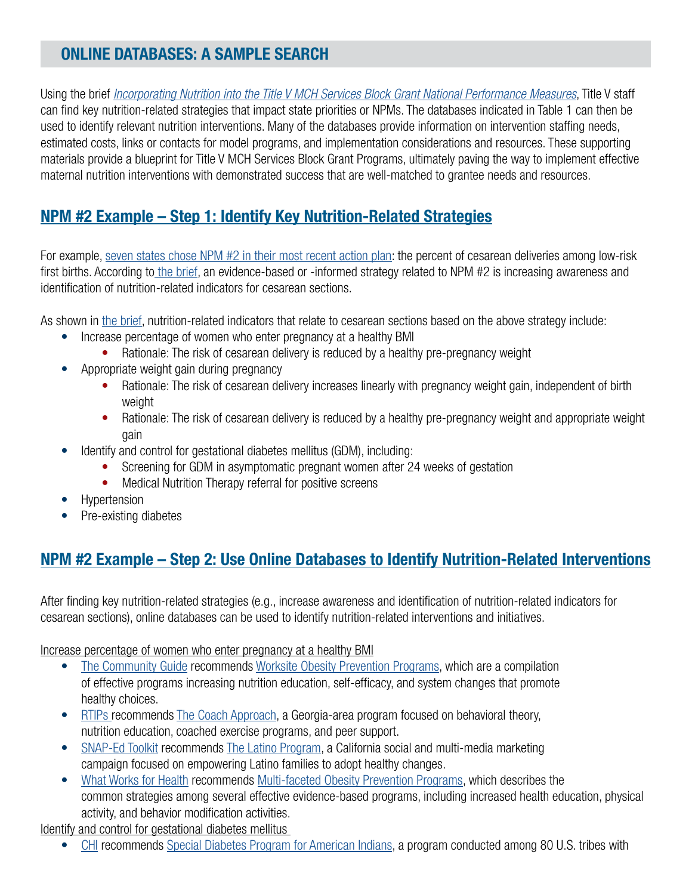## ONLINE DATABASES: A SAMPLE SEARCH

Using the brief *Incorporating Nutrition into the Title V MCH Services Block Grant National Performance Measures*, Title V staff can find key nutrition-related strategies that impact state priorities or NPMs. The databases indicated in Table 1 can then be used to identify relevant nutrition interventions. Many of the databases provide information on intervention staffing needs, estimated costs, links or contacts for model programs, and implementation considerations and resources. These supporting materials provide a blueprint for Title V MCH Services Block Grant Programs, ultimately paving the way to implement effective maternal nutrition interventions with demonstrated success that are well-matched to grantee needs and resources.

### NPM #2 Example – Step 1: Identify Key Nutrition-Related Strategies

For example, seven states chose NPM #2 in their most recent action plan: the percent of cesarean deliveries among low-risk first births. According to the brief, an evidence-based or -informed strategy related to NPM #2 is increasing awareness and identification of nutrition-related indicators for cesarean sections.

As shown in the brief, nutrition-related indicators that relate to cesarean sections based on the above strategy include:

- Increase percentage of women who enter pregnancy at a healthy BMI
  - Rationale: The risk of cesarean delivery is reduced by a healthy pre-pregnancy weight
- Appropriate weight gain during pregnancy
  - Rationale: The risk of cesarean delivery increases linearly with pregnancy weight gain, independent of birth weight
  - Rationale: The risk of cesarean delivery is reduced by a healthy pre-pregnancy weight and appropriate weight gain
- Identify and control for gestational diabetes mellitus (GDM), including:
  - Screening for GDM in asymptomatic pregnant women after 24 weeks of gestation
  - Medical Nutrition Therapy referral for positive screens
- Hypertension
- Pre-existing diabetes

### NPM #2 Example – Step 2: Use Online Databases to Identify Nutrition-Related Interventions

After finding key nutrition-related strategies (e.g., increase awareness and identification of nutrition-related indicators for cesarean sections), online databases can be used to identify nutrition-related interventions and initiatives.

Increase percentage of women who enter pregnancy at a healthy BMI

- The Community Guide recommends Worksite Obesity Prevention Programs, which are a compilation of effective programs increasing nutrition education, self-efficacy, and system changes that promote healthy choices.
- RTIPs recommends The Coach Approach, a Georgia-area program focused on behavioral theory, nutrition education, coached exercise programs, and peer support.
- SNAP-Ed Toolkit recommends The Latino Program, a California social and multi-media marketing campaign focused on empowering Latino families to adopt healthy changes.
- What Works for Health recommends Multi-faceted Obesity Prevention Programs, which describes the common strategies among several effective evidence-based programs, including increased health education, physical activity, and behavior modification activities.

Identify and control for gestational diabetes mellitus

- CHI recommends Special Diabetes Program for American Indians, a program conducted among 80 U.S. tribes with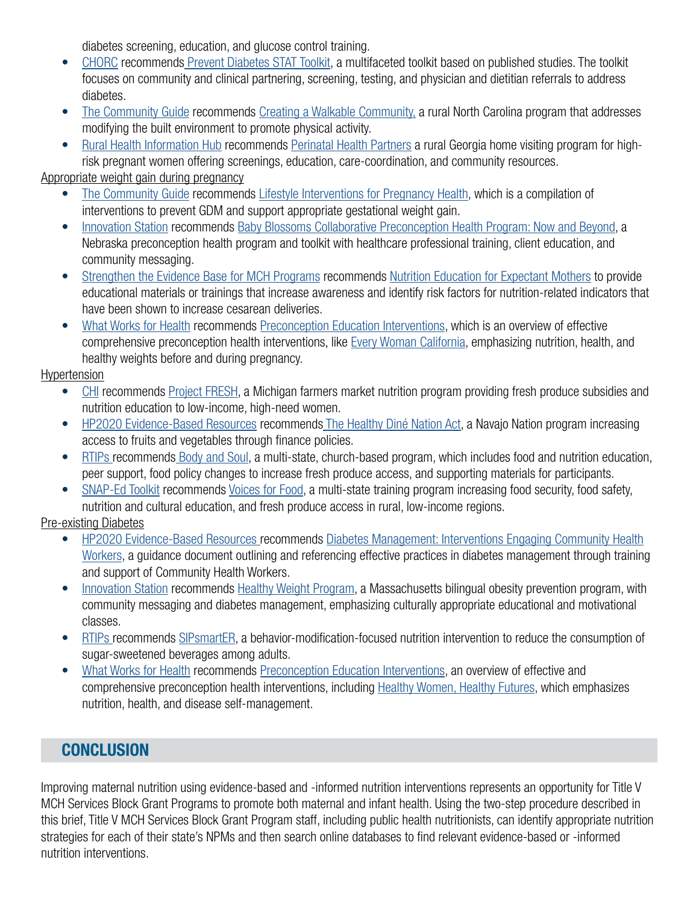diabetes screening, education, and glucose control training.

- CHORC recommends Prevent Diabetes STAT Toolkit, a multifaceted toolkit based on published studies. The toolkit focuses on community and clinical partnering, screening, testing, and physician and dietitian referrals to address diabetes.
- The Community Guide recommends Creating a Walkable Community, a rural North Carolina program that addresses modifying the built environment to promote physical activity.
- Rural Health Information Hub recommends Perinatal Health Partners a rural Georgia home visiting program for high-risk pregnant women offering screenings, education, care-coordination, and community resources.

Appropriate weight gain during pregnancy

- The Community Guide recommends Lifestyle Interventions for Pregnancy Health, which is a compilation of interventions to prevent GDM and support appropriate gestational weight gain.
- Innovation Station recommends Baby Blossoms Collaborative Preconception Health Program: Now and Beyond, a Nebraska preconception health program and toolkit with healthcare professional training, client education, and community messaging.
- Strengthen the Evidence Base for MCH Programs recommends Nutrition Education for Expectant Mothers to provide educational materials or trainings that increase awareness and identify risk factors for nutrition-related indicators that have been shown to increase cesarean deliveries.
- What Works for Health recommends Preconception Education Interventions, which is an overview of effective comprehensive preconception health interventions, like Every Woman California, emphasizing nutrition, health, and healthy weights before and during pregnancy.

Hypertension

- CHI recommends Project FRESH, a Michigan farmers market nutrition program providing fresh produce subsidies and nutrition education to low-income, high-need women.
- HP2020 Evidence-Based Resources recommends The Healthy Diné Nation Act, a Navajo Nation program increasing access to fruits and vegetables through finance policies.
- RTIPs recommends Body and Soul, a multi-state, church-based program, which includes food and nutrition education, peer support, food policy changes to increase fresh produce access, and supporting materials for participants.
- SNAP-Ed Toolkit recommends Voices for Food, a multi-state training program increasing food security, food safety, nutrition and cultural education, and fresh produce access in rural, low-income regions.

Pre-existing Diabetes

- HP2020 Evidence-Based Resources recommends Diabetes Management: Interventions Engaging Community Health Workers, a guidance document outlining and referencing effective practices in diabetes management through training and support of Community Health Workers.
- Innovation Station recommends Healthy Weight Program, a Massachusetts bilingual obesity prevention program, with community messaging and diabetes management, emphasizing culturally appropriate educational and motivational classes.
- RTIPs recommends SIPsmartER, a behavior-modification-focused nutrition intervention to reduce the consumption of sugar-sweetened beverages among adults.
- What Works for Health recommends Preconception Education Interventions, an overview of effective and comprehensive preconception health interventions, including Healthy Women, Healthy Futures, which emphasizes nutrition, health, and disease self-management.

## CONCLUSION

Improving maternal nutrition using evidence-based and -informed nutrition interventions represents an opportunity for Title V MCH Services Block Grant Programs to promote both maternal and infant health. Using the two-step procedure described in this brief, Title V MCH Services Block Grant Program staff, including public health nutritionists, can identify appropriate nutrition strategies for each of their state's NPMs and then search online databases to find relevant evidence-based or -informed nutrition interventions.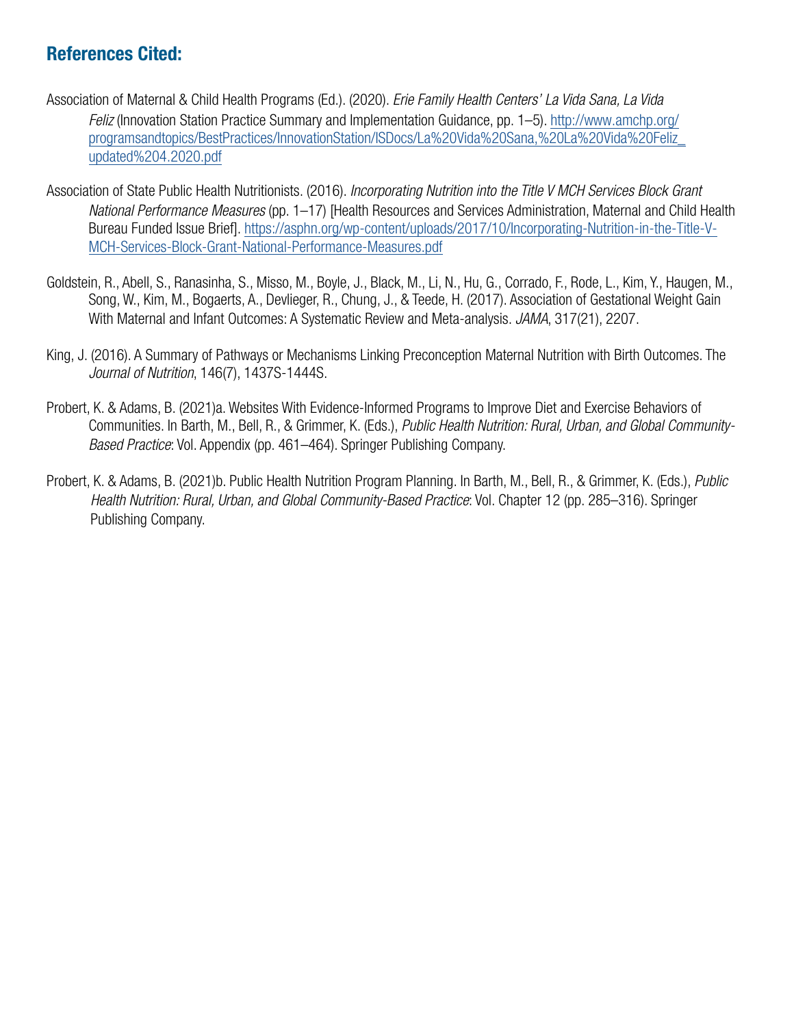## References Cited:

Association of Maternal & Child Health Programs (Ed.). (2020). *Erie Family Health Centers' La Vida Sana, La Vida Feliz* (Innovation Station Practice Summary and Implementation Guidance, pp. 1–5). http://www.amchp.org/programsandtopics/BestPractices/InnovationStation/ISDocs/La%20Vida%20Sana,%20La%20Vida%20Feliz_updated%204.2020.pdf

Association of State Public Health Nutritionists. (2016). *Incorporating Nutrition into the Title V MCH Services Block Grant National Performance Measures* (pp. 1–17) [Health Resources and Services Administration, Maternal and Child Health Bureau Funded Issue Brief]. https://asphn.org/wp-content/uploads/2017/10/Incorporating-Nutrition-in-the-Title-V-MCH-Services-Block-Grant-National-Performance-Measures.pdf

Goldstein, R., Abell, S., Ranasinha, S., Misso, M., Boyle, J., Black, M., Li, N., Hu, G., Corrado, F., Rode, L., Kim, Y., Haugen, M., Song, W., Kim, M., Bogaerts, A., Devlieger, R., Chung, J., & Teede, H. (2017). Association of Gestational Weight Gain With Maternal and Infant Outcomes: A Systematic Review and Meta-analysis. *JAMA*, 317(21), 2207.

King, J. (2016). A Summary of Pathways or Mechanisms Linking Preconception Maternal Nutrition with Birth Outcomes. The *Journal of Nutrition*, 146(7), 1437S-1444S.

Probert, K. & Adams, B. (2021)a. Websites With Evidence-Informed Programs to Improve Diet and Exercise Behaviors of Communities. In Barth, M., Bell, R., & Grimmer, K. (Eds.), *Public Health Nutrition: Rural, Urban, and Global Community-Based Practice*: Vol. Appendix (pp. 461–464). Springer Publishing Company.

Probert, K. & Adams, B. (2021)b. Public Health Nutrition Program Planning. In Barth, M., Bell, R., & Grimmer, K. (Eds.), *Public Health Nutrition: Rural, Urban, and Global Community-Based Practice*: Vol. Chapter 12 (pp. 285–316). Springer Publishing Company.